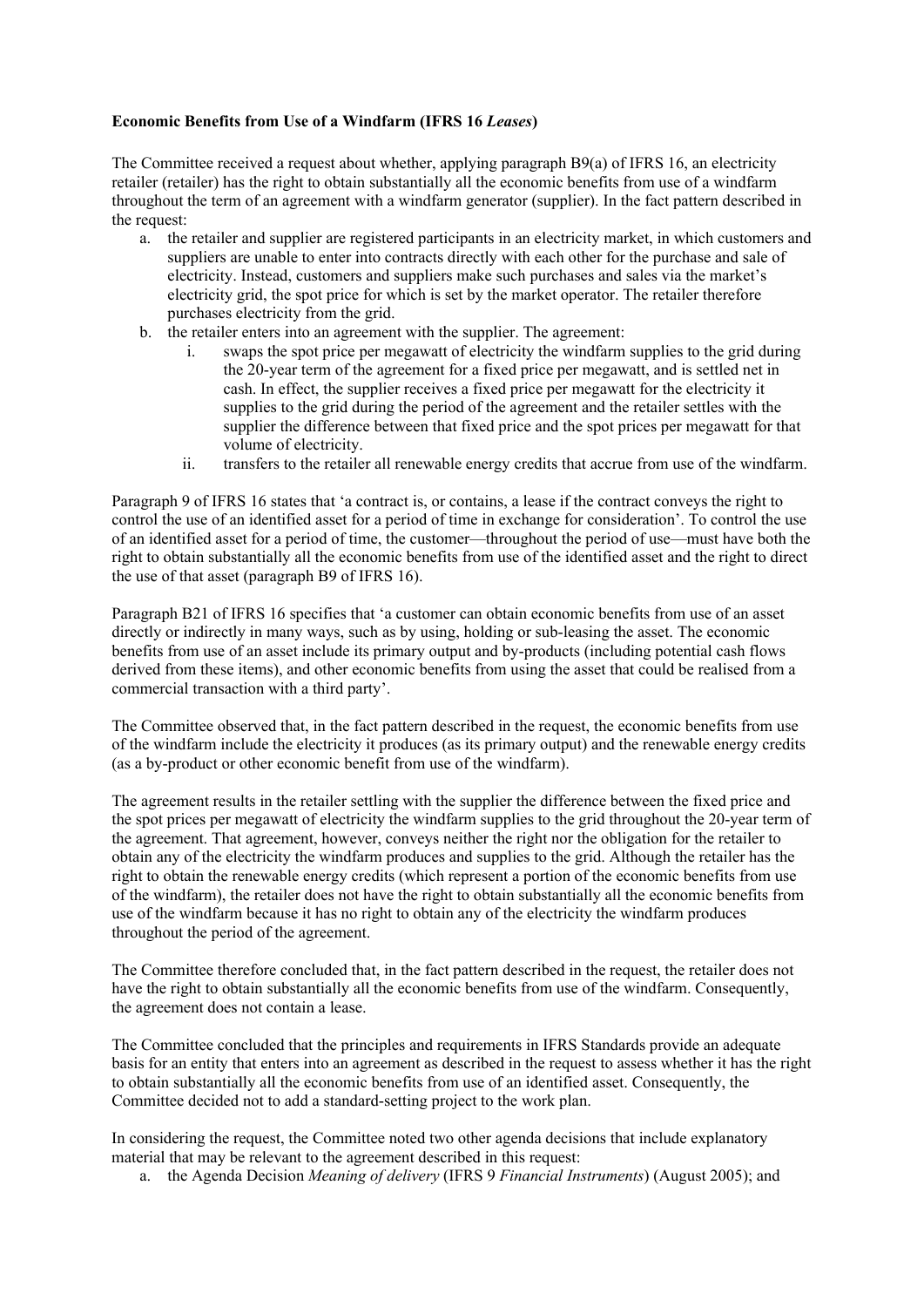**Economic Benefits from Use of a Windfarm (IFRS 16 *Leases*)**

The Committee received a request about whether, applying paragraph B9(a) of IFRS 16, an electricity retailer (retailer) has the right to obtain substantially all the economic benefits from use of a windfarm throughout the term of an agreement with a windfarm generator (supplier). In the fact pattern described in the request:

a. the retailer and supplier are registered participants in an electricity market, in which customers and suppliers are unable to enter into contracts directly with each other for the purchase and sale of electricity. Instead, customers and suppliers make such purchases and sales via the market's electricity grid, the spot price for which is set by the market operator. The retailer therefore purchases electricity from the grid.
b. the retailer enters into an agreement with the supplier. The agreement:
    i. swaps the spot price per megawatt of electricity the windfarm supplies to the grid during the 20-year term of the agreement for a fixed price per megawatt, and is settled net in cash. In effect, the supplier receives a fixed price per megawatt for the electricity it supplies to the grid during the period of the agreement and the retailer settles with the supplier the difference between that fixed price and the spot prices per megawatt for that volume of electricity.
    ii. transfers to the retailer all renewable energy credits that accrue from use of the windfarm.

Paragraph 9 of IFRS 16 states that 'a contract is, or contains, a lease if the contract conveys the right to control the use of an identified asset for a period of time in exchange for consideration'. To control the use of an identified asset for a period of time, the customer—throughout the period of use—must have both the right to obtain substantially all the economic benefits from use of the identified asset and the right to direct the use of that asset (paragraph B9 of IFRS 16).

Paragraph B21 of IFRS 16 specifies that 'a customer can obtain economic benefits from use of an asset directly or indirectly in many ways, such as by using, holding or sub-leasing the asset. The economic benefits from use of an asset include its primary output and by-products (including potential cash flows derived from these items), and other economic benefits from using the asset that could be realised from a commercial transaction with a third party'.

The Committee observed that, in the fact pattern described in the request, the economic benefits from use of the windfarm include the electricity it produces (as its primary output) and the renewable energy credits (as a by-product or other economic benefit from use of the windfarm).

The agreement results in the retailer settling with the supplier the difference between the fixed price and the spot prices per megawatt of electricity the windfarm supplies to the grid throughout the 20-year term of the agreement. That agreement, however, conveys neither the right nor the obligation for the retailer to obtain any of the electricity the windfarm produces and supplies to the grid. Although the retailer has the right to obtain the renewable energy credits (which represent a portion of the economic benefits from use of the windfarm), the retailer does not have the right to obtain substantially all the economic benefits from use of the windfarm because it has no right to obtain any of the electricity the windfarm produces throughout the period of the agreement.

The Committee therefore concluded that, in the fact pattern described in the request, the retailer does not have the right to obtain substantially all the economic benefits from use of the windfarm. Consequently, the agreement does not contain a lease.

The Committee concluded that the principles and requirements in IFRS Standards provide an adequate basis for an entity that enters into an agreement as described in the request to assess whether it has the right to obtain substantially all the economic benefits from use of an identified asset. Consequently, the Committee decided not to add a standard-setting project to the work plan.

In considering the request, the Committee noted two other agenda decisions that include explanatory material that may be relevant to the agreement described in this request:

a. the Agenda Decision *Meaning of delivery* (IFRS 9 *Financial Instruments*) (August 2005); and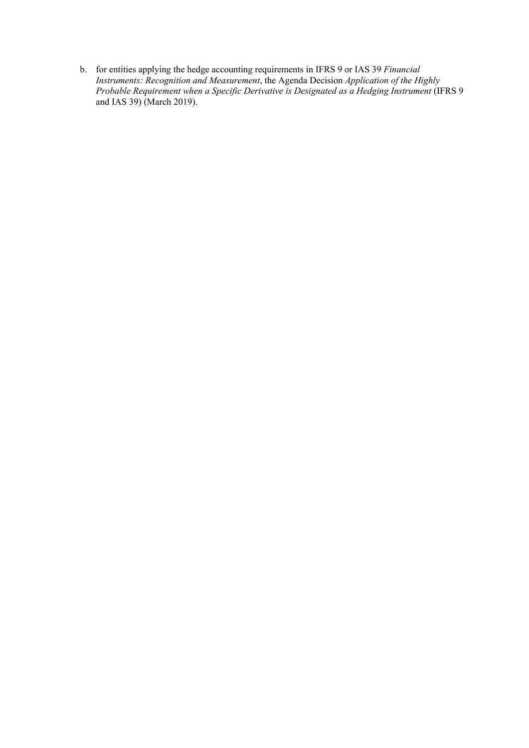b. for entities applying the hedge accounting requirements in IFRS 9 or IAS 39 *Financial Instruments: Recognition and Measurement*, the Agenda Decision *Application of the Highly Probable Requirement when a Specific Derivative is Designated as a Hedging Instrument* (IFRS 9 and IAS 39) (March 2019).